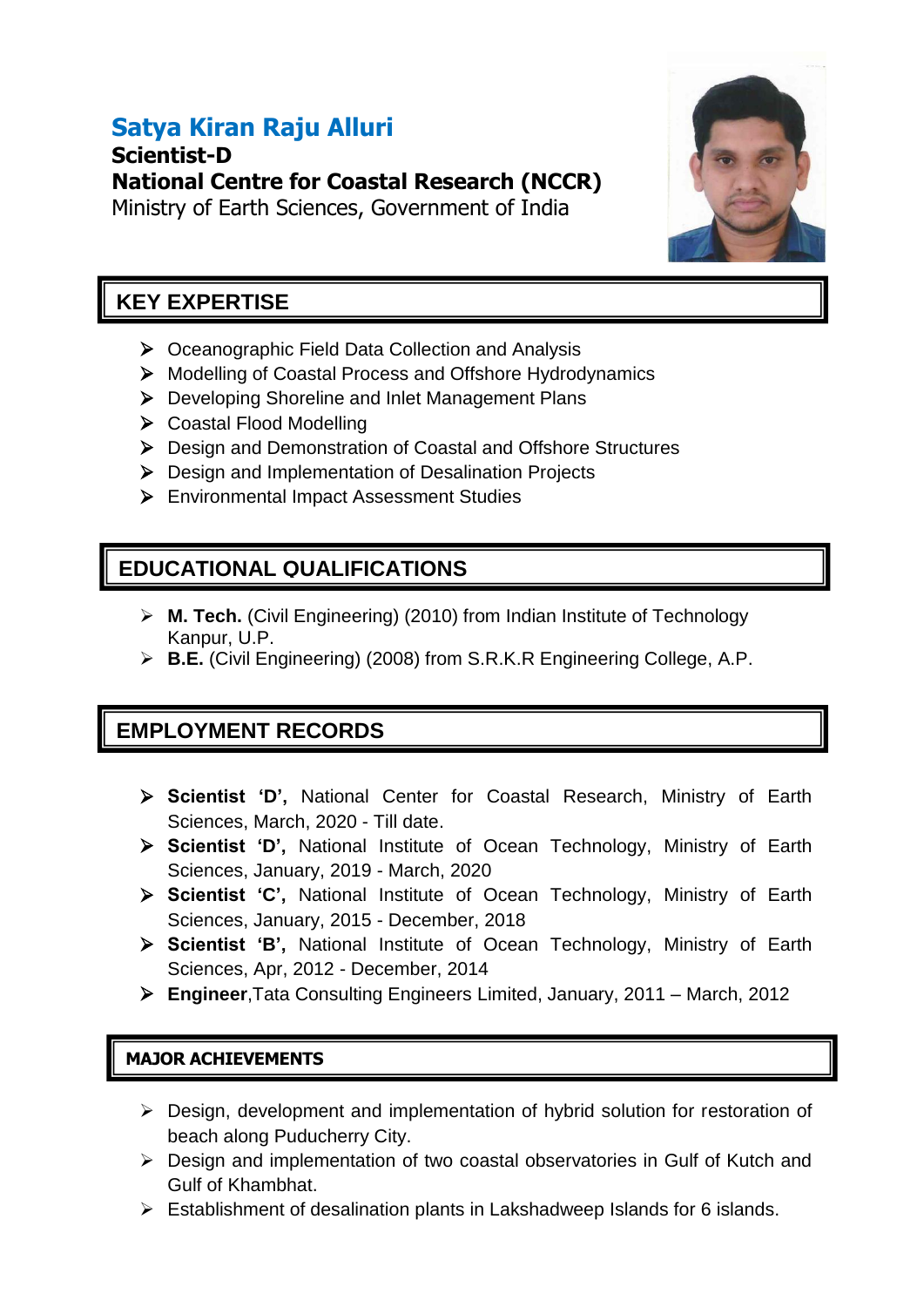# Satya Kiran Raju Alluri

**Scientist-D**

**National Centre for Coastal Research (NCCR)**

Ministry of Earth Sciences, Government of India

## KEY EXPERTISE

- Oceanographic Field Data Collection and Analysis
- Modelling of Coastal Process and Offshore Hydrodynamics
- Developing Shoreline and Inlet Management Plans
- Coastal Flood Modelling
- Design and Demonstration of Coastal and Offshore Structures
- Design and Implementation of Desalination Projects
- Environmental Impact Assessment Studies

## EDUCATIONAL QUALIFICATIONS

- **M. Tech.** (Civil Engineering) (2010) from Indian Institute of Technology Kanpur, U.P.
- **B.E.** (Civil Engineering) (2008) from S.R.K.R Engineering College, A.P.

## EMPLOYMENT RECORDS

- **Scientist 'D',** National Center for Coastal Research, Ministry of Earth Sciences, March, 2020 - Till date.
- **Scientist 'D',** National Institute of Ocean Technology, Ministry of Earth Sciences, January, 2019 - March, 2020
- **Scientist 'C',** National Institute of Ocean Technology, Ministry of Earth Sciences, January, 2015 - December, 2018
- **Scientist 'B',** National Institute of Ocean Technology, Ministry of Earth Sciences, Apr, 2012 - December, 2014
- **Engineer**,Tata Consulting Engineers Limited, January, 2011 – March, 2012

## MAJOR ACHIEVEMENTS

- Design, development and implementation of hybrid solution for restoration of beach along Puducherry City.
- Design and implementation of two coastal observatories in Gulf of Kutch and Gulf of Khambhat.
- Establishment of desalination plants in Lakshadweep Islands for 6 islands.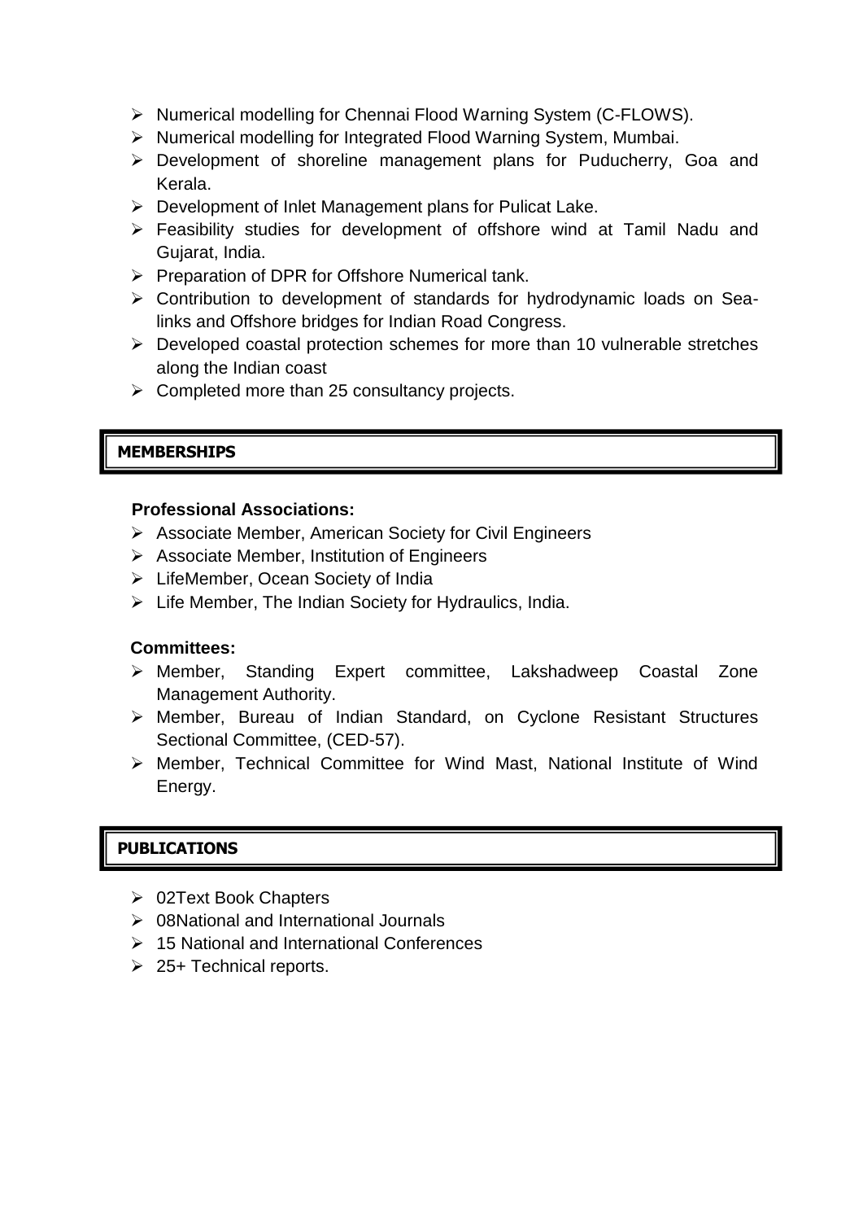- Numerical modelling for Chennai Flood Warning System (C-FLOWS).
- Numerical modelling for Integrated Flood Warning System, Mumbai.
- Development of shoreline management plans for Puducherry, Goa and Kerala.
- Development of Inlet Management plans for Pulicat Lake.
- Feasibility studies for development of offshore wind at Tamil Nadu and Gujarat, India.
- Preparation of DPR for Offshore Numerical tank.
- Contribution to development of standards for hydrodynamic loads on Sea-links and Offshore bridges for Indian Road Congress.
- Developed coastal protection schemes for more than 10 vulnerable stretches along the Indian coast
- Completed more than 25 consultancy projects.

## MEMBERSHIPS

**Professional Associations:**

- Associate Member, American Society for Civil Engineers
- Associate Member, Institution of Engineers
- LifeMember, Ocean Society of India
- Life Member, The Indian Society for Hydraulics, India.

**Committees:**

- Member, Standing Expert committee, Lakshadweep Coastal Zone Management Authority.
- Member, Bureau of Indian Standard, on Cyclone Resistant Structures Sectional Committee, (CED-57).
- Member, Technical Committee for Wind Mast, National Institute of Wind Energy.

## PUBLICATIONS

- 02Text Book Chapters
- 08National and International Journals
- 15 National and International Conferences
- 25+ Technical reports.